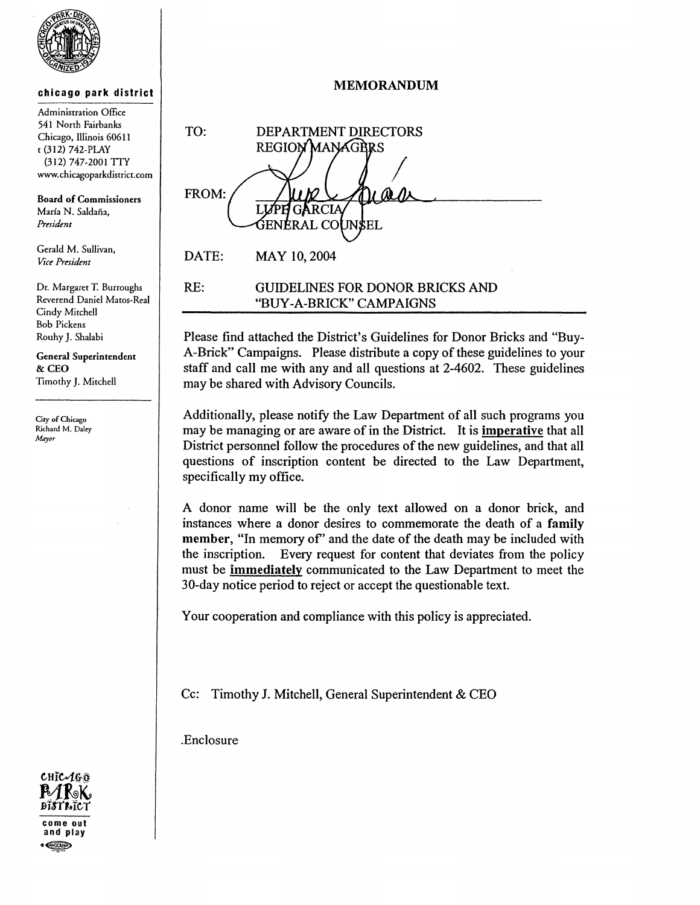**chicago park district**

Administration Office
541 North Fairbanks
Chicago, Illinois 60611
t (312) 742-PLAY
(312) 747-2001 TTY
www.chicagoparkdistrict.com

**Board of Commissioners**
María N. Saldaña,
*President*

Gerald M. Sullivan,
*Vice President*

Dr. Margaret T. Burroughs
Reverend Daniel Matos-Real
Cindy Mitchell
Bob Pickens
Rouhy J. Shalabi

**General Superintendent & CEO**
Timothy J. Mitchell

City of Chicago
Richard M. Daley
*Mayor*

come out and play

# MEMORANDUM

TO: DEPARTMENT DIRECTORS
REGION MANAGERS

FROM: LUPE GARCIA
GENERAL COUNSEL

DATE: MAY 10, 2004

RE: GUIDELINES FOR DONOR BRICKS AND "BUY-A-BRICK" CAMPAIGNS

---

Please find attached the District's Guidelines for Donor Bricks and "Buy-A-Brick" Campaigns. Please distribute a copy of these guidelines to your staff and call me with any and all questions at 2-4602. These guidelines may be shared with Advisory Councils.

Additionally, please notify the Law Department of all such programs you may be managing or are aware of in the District. It is **imperative** that all District personnel follow the procedures of the new guidelines, and that all questions of inscription content be directed to the Law Department, specifically my office.

A donor name will be the only text allowed on a donor brick, and instances where a donor desires to commemorate the death of a **family member**, "In memory of" and the date of the death may be included with the inscription. Every request for content that deviates from the policy must be **immediately** communicated to the Law Department to meet the 30-day notice period to reject or accept the questionable text.

Your cooperation and compliance with this policy is appreciated.

Cc: Timothy J. Mitchell, General Superintendent & CEO

.Enclosure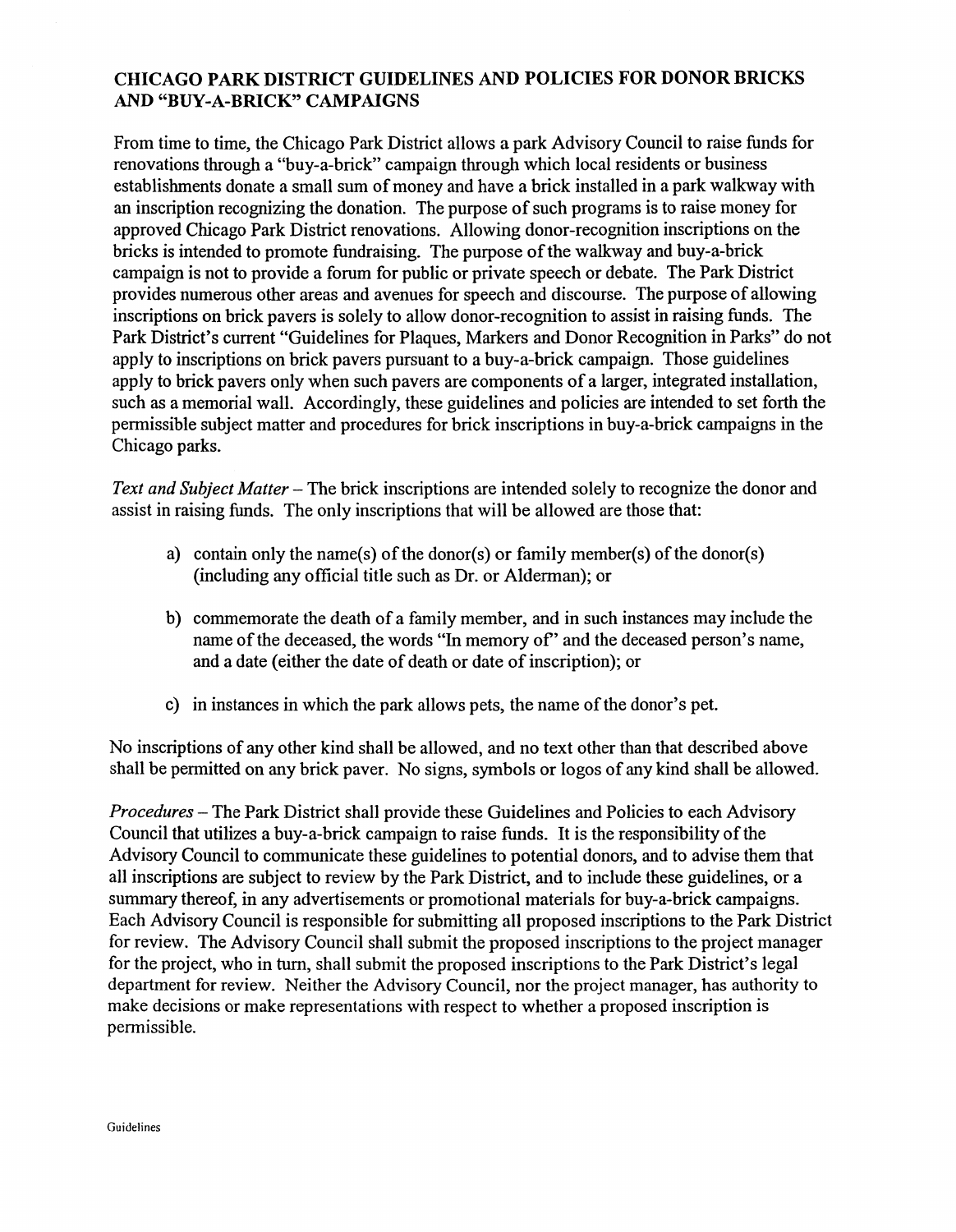## CHICAGO PARK DISTRICT GUIDELINES AND POLICIES FOR DONOR BRICKS AND "BUY-A-BRICK" CAMPAIGNS

From time to time, the Chicago Park District allows a park Advisory Council to raise funds for renovations through a "buy-a-brick" campaign through which local residents or business establishments donate a small sum of money and have a brick installed in a park walkway with an inscription recognizing the donation. The purpose of such programs is to raise money for approved Chicago Park District renovations. Allowing donor-recognition inscriptions on the bricks is intended to promote fundraising. The purpose of the walkway and buy-a-brick campaign is not to provide a forum for public or private speech or debate. The Park District provides numerous other areas and avenues for speech and discourse. The purpose of allowing inscriptions on brick pavers is solely to allow donor-recognition to assist in raising funds. The Park District's current "Guidelines for Plaques, Markers and Donor Recognition in Parks" do not apply to inscriptions on brick pavers pursuant to a buy-a-brick campaign. Those guidelines apply to brick pavers only when such pavers are components of a larger, integrated installation, such as a memorial wall. Accordingly, these guidelines and policies are intended to set forth the permissible subject matter and procedures for brick inscriptions in buy-a-brick campaigns in the Chicago parks.

*Text and Subject Matter* – The brick inscriptions are intended solely to recognize the donor and assist in raising funds. The only inscriptions that will be allowed are those that:

a) contain only the name(s) of the donor(s) or family member(s) of the donor(s) (including any official title such as Dr. or Alderman); or

b) commemorate the death of a family member, and in such instances may include the name of the deceased, the words "In memory of" and the deceased person's name, and a date (either the date of death or date of inscription); or

c) in instances in which the park allows pets, the name of the donor's pet.

No inscriptions of any other kind shall be allowed, and no text other than that described above shall be permitted on any brick paver. No signs, symbols or logos of any kind shall be allowed.

*Procedures* – The Park District shall provide these Guidelines and Policies to each Advisory Council that utilizes a buy-a-brick campaign to raise funds. It is the responsibility of the Advisory Council to communicate these guidelines to potential donors, and to advise them that all inscriptions are subject to review by the Park District, and to include these guidelines, or a summary thereof, in any advertisements or promotional materials for buy-a-brick campaigns. Each Advisory Council is responsible for submitting all proposed inscriptions to the Park District for review. The Advisory Council shall submit the proposed inscriptions to the project manager for the project, who in turn, shall submit the proposed inscriptions to the Park District's legal department for review. Neither the Advisory Council, nor the project manager, has authority to make decisions or make representations with respect to whether a proposed inscription is permissible.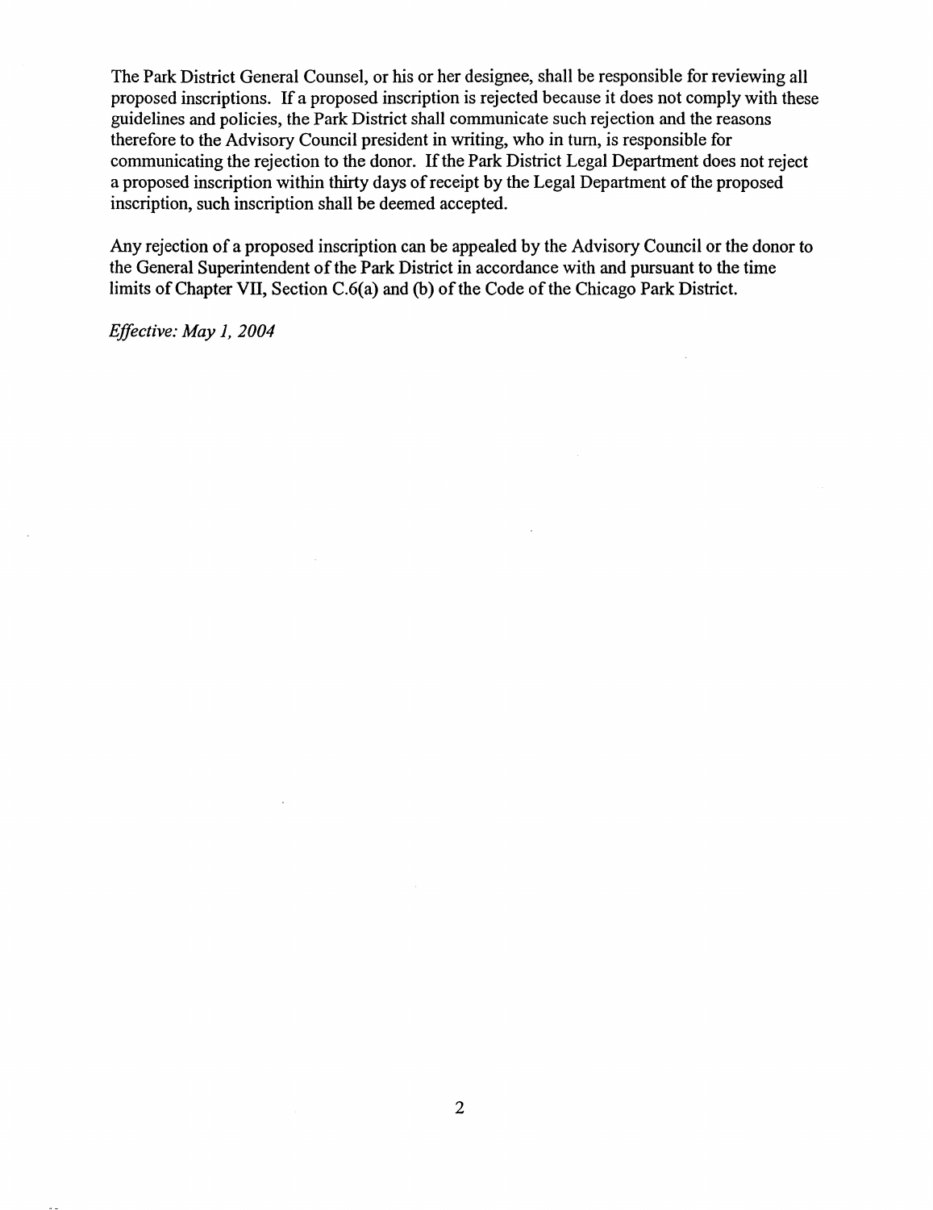The Park District General Counsel, or his or her designee, shall be responsible for reviewing all proposed inscriptions. If a proposed inscription is rejected because it does not comply with these guidelines and policies, the Park District shall communicate such rejection and the reasons therefore to the Advisory Council president in writing, who in turn, is responsible for communicating the rejection to the donor. If the Park District Legal Department does not reject a proposed inscription within thirty days of receipt by the Legal Department of the proposed inscription, such inscription shall be deemed accepted.

Any rejection of a proposed inscription can be appealed by the Advisory Council or the donor to the General Superintendent of the Park District in accordance with and pursuant to the time limits of Chapter VII, Section C.6(a) and (b) of the Code of the Chicago Park District.

*Effective: May 1, 2004*